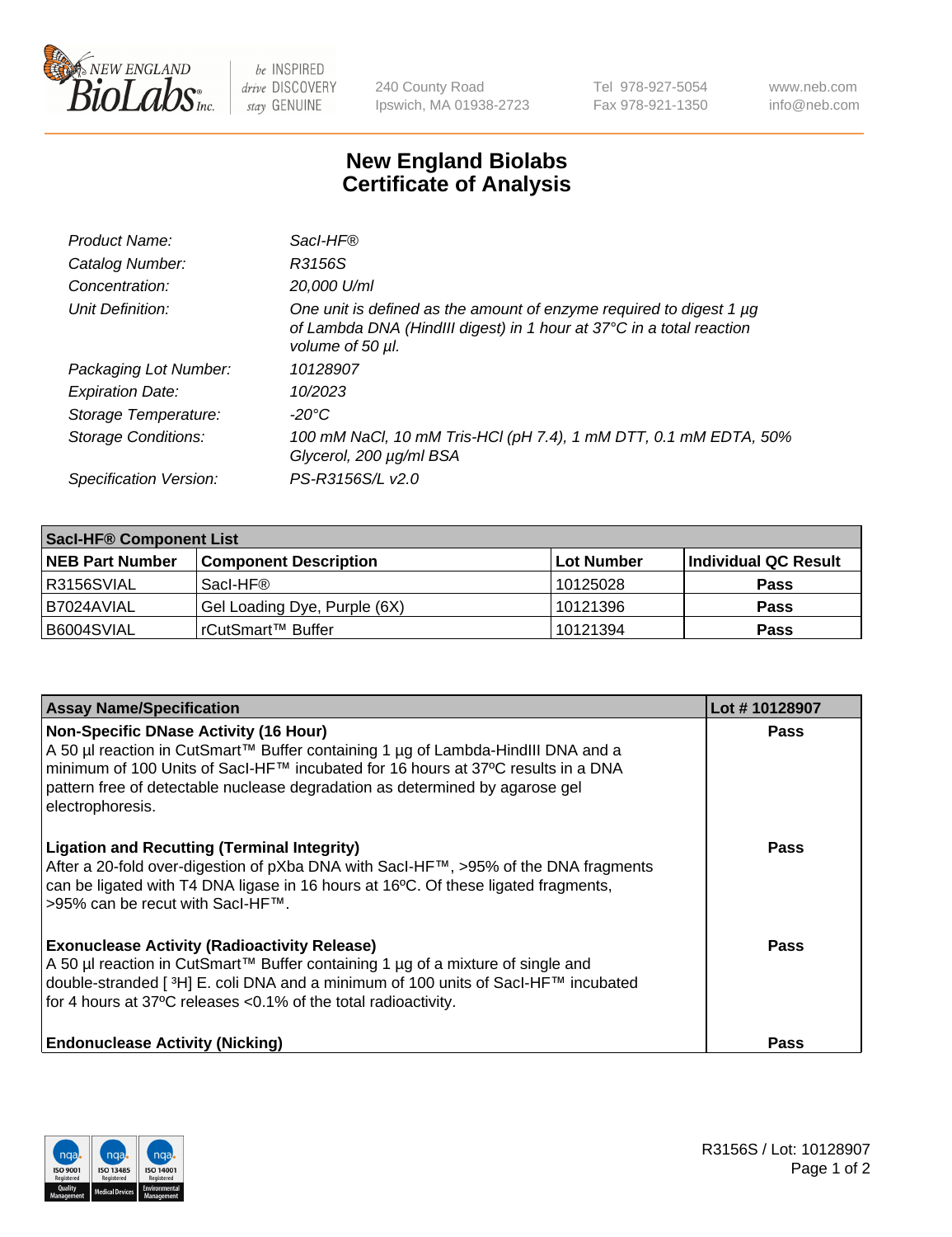# New England Biolabs
# Certificate of Analysis

| | |
|---|---|
| *Product Name:* | *SacI-HF®* |
| *Catalog Number:* | *R3156S* |
| *Concentration:* | *20,000 U/ml* |
| *Unit Definition:* | *One unit is defined as the amount of enzyme required to digest 1 µg of Lambda DNA (HindIII digest) in 1 hour at 37°C in a total reaction volume of 50 µl.* |
| *Packaging Lot Number:* | *10128907* |
| *Expiration Date:* | *10/2023* |
| *Storage Temperature:* | *-20°C* |
| *Storage Conditions:* | *100 mM NaCl, 10 mM Tris-HCl (pH 7.4), 1 mM DTT, 0.1 mM EDTA, 50% Glycerol, 200 µg/ml BSA* |
| *Specification Version:* | *PS-R3156S/L v2.0* |

| SacI-HF® Component List | | | |
|---|---|---|---|
| **NEB Part Number** | **Component Description** | **Lot Number** | **Individual QC Result** |
| R3156SVIAL | SacI-HF® | 10125028 | **Pass** |
| B7024AVIAL | Gel Loading Dye, Purple (6X) | 10121396 | **Pass** |
| B6004SVIAL | rCutSmart™ Buffer | 10121394 | **Pass** |

| Assay Name/Specification | Lot # 10128907 |
|---|---|
| **Non-Specific DNase Activity (16 Hour)**<br>A 50 µl reaction in CutSmart™ Buffer containing 1 µg of Lambda-HindIII DNA and a minimum of 100 Units of SacI-HF™ incubated for 16 hours at 37ºC results in a DNA pattern free of detectable nuclease degradation as determined by agarose gel electrophoresis. | **Pass** |
| **Ligation and Recutting (Terminal Integrity)**<br>After a 20-fold over-digestion of pXba DNA with SacI-HF™, >95% of the DNA fragments can be ligated with T4 DNA ligase in 16 hours at 16ºC. Of these ligated fragments, >95% can be recut with SacI-HF™. | **Pass** |
| **Exonuclease Activity (Radioactivity Release)**<br>A 50 µl reaction in CutSmart™ Buffer containing 1 µg of a mixture of single and double-stranded [ $^{3}$H] E. coli DNA and a minimum of 100 units of SacI-HF™ incubated for 4 hours at 37ºC releases <0.1% of the total radioactivity. | **Pass** |
| **Endonuclease Activity (Nicking)** | **Pass** |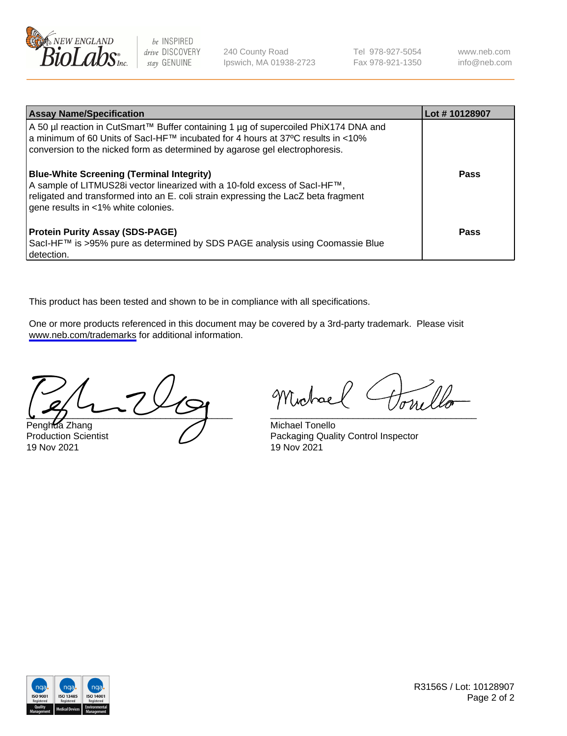| Assay Name/Specification | Lot # 10128907 |
|---|---|
| A 50 µl reaction in CutSmart™ Buffer containing 1 µg of supercoiled PhiX174 DNA and a minimum of 60 Units of SacI-HF™ incubated for 4 hours at 37ºC results in <10% conversion to the nicked form as determined by agarose gel electrophoresis. | |
| **Blue-White Screening (Terminal Integrity)** A sample of LITMUS28i vector linearized with a 10-fold excess of SacI-HF™, religated and transformed into an E. coli strain expressing the LacZ beta fragment gene results in <1% white colonies. | **Pass** |
| **Protein Purity Assay (SDS-PAGE)** SacI-HF™ is >95% pure as determined by SDS PAGE analysis using Coomassie Blue detection. | **Pass** |

This product has been tested and shown to be in compliance with all specifications.

One or more products referenced in this document may be covered by a 3rd-party trademark. Please visit www.neb.com/trademarks for additional information.

Penghua Zhang
Production Scientist
19 Nov 2021

Michael Tonello
Packaging Quality Control Inspector
19 Nov 2021

R3156S / Lot: 10128907